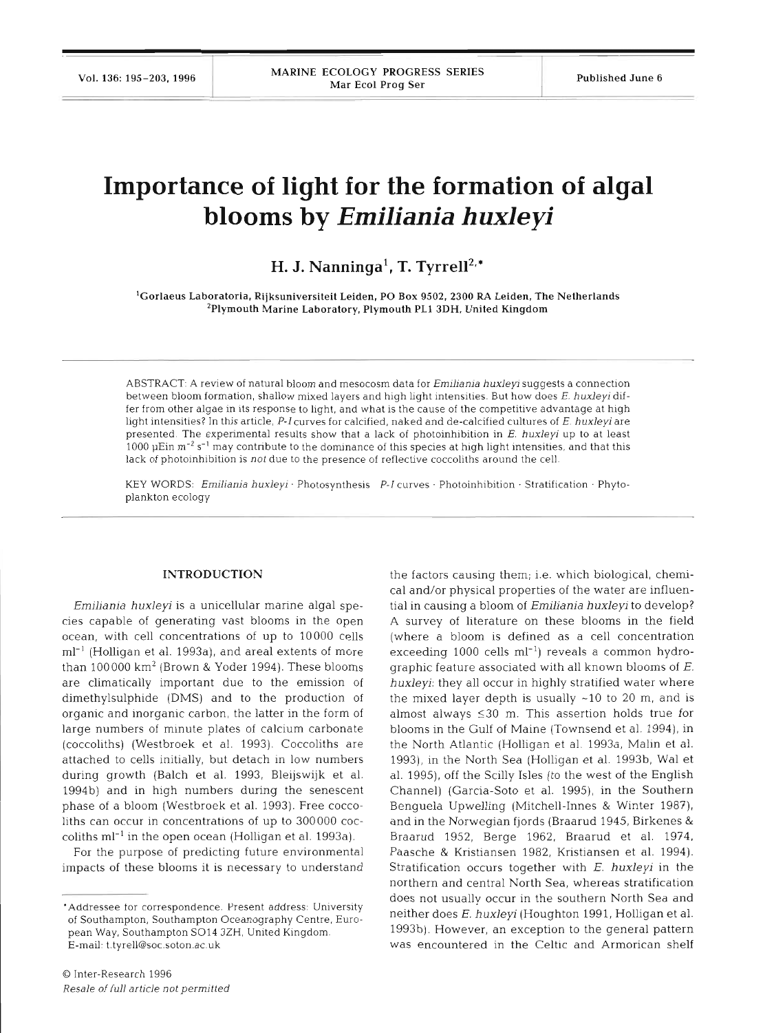# Importance of light for the formation of algal blooms by *Emiliania huxleyi*

**H. J. Nanninga[1], T. Tyrrell[2,*]**

[1]Gorlaeus Laboratoria, Rijksuniversiteit Leiden, PO Box 9502, 2300 RA Leiden, The Netherlands
[2]Plymouth Marine Laboratory, Plymouth PL1 3DH, United Kingdom

ABSTRACT: A review of natural bloom and mesocosm data for *Emiliania huxleyi* suggests a connection between bloom formation, shallow mixed layers and high light intensities. But how does *E. huxleyi* differ from other algae in its response to light, and what is the cause of the competitive advantage at high light intensities? In this article, *P-I* curves for calcified, naked and de-calcified cultures of *E. huxleyi* are presented. The experimental results show that a lack of photoinhibition in *E. huxleyi* up to at least 1000 µEin $m^{-2}$ $s^{-1}$ may contribute to the dominance of this species at high light intensities, and that this lack of photoinhibition is *not* due to the presence of reflective coccoliths around the cell.

KEY WORDS: *Emiliania huxleyi* · Photosynthesis · *P-I* curves · Photoinhibition · Stratification · Phytoplankton ecology

## INTRODUCTION

*Emiliania huxleyi* is a unicellular marine algal species capable of generating vast blooms in the open ocean, with cell concentrations of up to 10000 cells $ml^{-1}$ (Holligan et al. 1993a), and areal extents of more than 100000 $km^2$ (Brown & Yoder 1994). These blooms are climatically important due to the emission of dimethylsulphide (DMS) and to the production of organic and inorganic carbon, the latter in the form of large numbers of minute plates of calcium carbonate (coccoliths) (Westbroek et al. 1993). Coccoliths are attached to cells initially, but detach in low numbers during growth (Balch et al. 1993, Bleijswijk et al. 1994b) and in high numbers during the senescent phase of a bloom (Westbroek et al. 1993). Free coccoliths can occur in concentrations of up to 300000 coccoliths $ml^{-1}$ in the open ocean (Holligan et al. 1993a).

For the purpose of predicting future environmental impacts of these blooms it is necessary to understand the factors causing them; i.e. which biological, chemical and/or physical properties of the water are influential in causing a bloom of *Emiliania huxleyi* to develop? A survey of literature on these blooms in the field (where a bloom is defined as a cell concentration exceeding 1000 cells $ml^{-1}$) reveals a common hydrographic feature associated with all known blooms of *E. huxleyi*: they all occur in highly stratified water where the mixed layer depth is usually ~10 to 20 m, and is almost always ≤30 m. This assertion holds true for blooms in the Gulf of Maine (Townsend et al. 1994), in the North Atlantic (Holligan et al. 1993a, Malin et al. 1993), in the North Sea (Holligan et al. 1993b, Wal et al. 1995), off the Scilly Isles (to the west of the English Channel) (Garcia-Soto et al. 1995), in the Southern Benguela Upwelling (Mitchell-Innes & Winter 1987), and in the Norwegian fjords (Braarud 1945, Birkenes & Braarud 1952, Berge 1962, Braarud et al. 1974, Paasche & Kristiansen 1982, Kristiansen et al. 1994). Stratification occurs together with *E. huxleyi* in the northern and central North Sea, whereas stratification does not usually occur in the southern North Sea and neither does *E. huxleyi* (Houghton 1991, Holligan et al. 1993b). However, an exception to the general pattern was encountered in the Celtic and Armorican shelf

*Addressee for correspondence. Present address: University of Southampton, Southampton Oceanography Centre, European Way, Southampton SO14 3ZH, United Kingdom. E-mail: t.tyrrell@soc.soton.ac.uk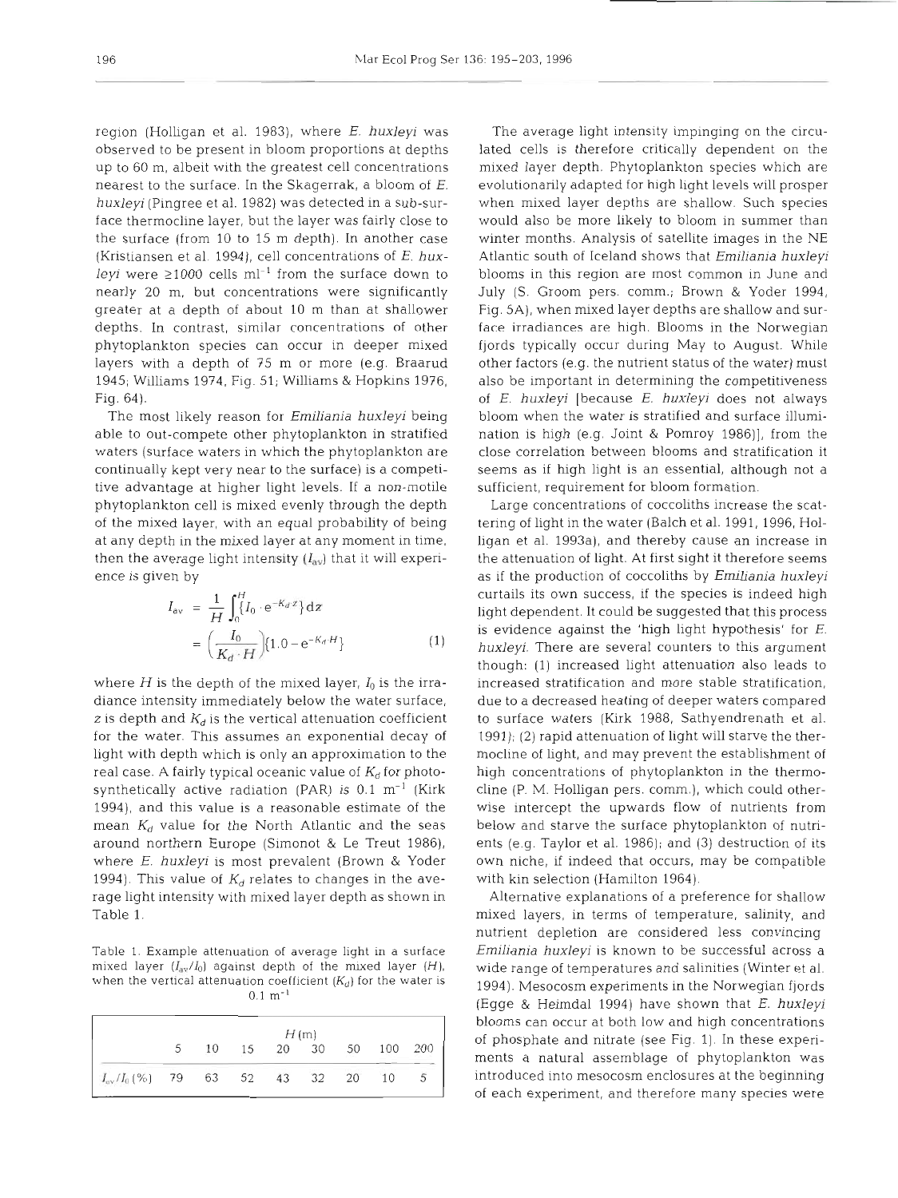region (Holligan et al. 1983), where *E. huxleyi* was observed to be present in bloom proportions at depths up to 60 m, albeit with the greatest cell concentrations nearest to the surface. In the Skagerrak, a bloom of *E. huxleyi* (Pingree et al. 1982) was detected in a sub-surface thermocline layer, but the layer was fairly close to the surface (from 10 to 15 m depth). In another case (Kristiansen et al. 1994), cell concentrations of *E. huxleyi* were ≥1000 cells $ml^{-1}$ from the surface down to nearly 20 m, but concentrations were significantly greater at a depth of about 10 m than at shallower depths. In contrast, similar concentrations of other phytoplankton species can occur in deeper mixed layers with a depth of 75 m or more (e.g. Braarud 1945; Williams 1974, Fig. 51; Williams & Hopkins 1976, Fig. 64).

The most likely reason for *Emiliania huxleyi* being able to out-compete other phytoplankton in stratified waters (surface waters in which the phytoplankton are continually kept very near to the surface) is a competitive advantage at higher light levels. If a non-motile phytoplankton cell is mixed evenly through the depth of the mixed layer, with an equal probability of being at any depth in the mixed layer at any moment in time, then the average light intensity ($I_{av}$) that it will experience is given by

$$I_{av} = \frac{1}{H}\int_0^H \{I_0 \cdot e^{-K_d \cdot z}\} dz = \left(\frac{I_0}{K_d \cdot H}\right)\{1.0 - e^{-K_d H}\} \quad (1)$$

where $H$ is the depth of the mixed layer, $I_0$ is the irradiance intensity immediately below the water surface, $z$ is depth and $K_d$ is the vertical attenuation coefficient for the water. This assumes an exponential decay of light with depth which is only an approximation to the real case. A fairly typical oceanic value of $K_d$ for photosynthetically active radiation (PAR) is 0.1 $m^{-1}$ (Kirk 1994), and this value is a reasonable estimate of the mean $K_d$ value for the North Atlantic and the seas around northern Europe (Simonot & Le Treut 1986), where *E. huxleyi* is most prevalent (Brown & Yoder 1994). This value of $K_d$ relates to changes in the average light intensity with mixed layer depth as shown in Table 1.

Table 1. Example attenuation of average light in a surface mixed layer ($I_{av}/I_0$) against depth of the mixed layer ($H$), when the vertical attenuation coefficient ($K_d$) for the water is 0.1 $m^{-1}$

| | $H$ (m) | | | | | | | |
|---|---|---|---|---|---|---|---|---|
| | 5 | 10 | 15 | 20 | 30 | 50 | 100 | 200 |
| $I_{av}/I_0$ (%) | 79 | 63 | 52 | 43 | 32 | 20 | 10 | 5 |

The average light intensity impinging on the circulated cells is therefore critically dependent on the mixed layer depth. Phytoplankton species which are evolutionarily adapted for high light levels will prosper when mixed layer depths are shallow. Such species would also be more likely to bloom in summer than winter months. Analysis of satellite images in the NE Atlantic south of Iceland shows that *Emiliania huxleyi* blooms in this region are most common in June and July (S. Groom pers. comm.; Brown & Yoder 1994, Fig. 5A), when mixed layer depths are shallow and surface irradiances are high. Blooms in the Norwegian fjords typically occur during May to August. While other factors (e.g. the nutrient status of the water) must also be important in determining the competitiveness of *E. huxleyi* [because *E. huxleyi* does not always bloom when the water is stratified and surface illumination is high (e.g. Joint & Pomroy 1986)], from the close correlation between blooms and stratification it seems as if high light is an essential, although not a sufficient, requirement for bloom formation.

Large concentrations of coccoliths increase the scattering of light in the water (Balch et al. 1991, 1996, Holligan et al. 1993a), and thereby cause an increase in the attenuation of light. At first sight it therefore seems as if the production of coccoliths by *Emiliania huxleyi* curtails its own success, if the species is indeed high light dependent. It could be suggested that this process is evidence against the 'high light hypothesis' for *E. huxleyi*. There are several counters to this argument though: (1) increased light attenuation also leads to increased stratification and more stable stratification, due to a decreased heating of deeper waters compared to surface waters (Kirk 1988, Sathyendrenath et al. 1991); (2) rapid attenuation of light will starve the thermocline of light, and may prevent the establishment of high concentrations of phytoplankton in the thermocline (P. M. Holligan pers. comm.), which could otherwise intercept the upwards flow of nutrients from below and starve the surface phytoplankton of nutrients (e.g. Taylor et al. 1986); and (3) destruction of its own niche, if indeed that occurs, may be compatible with kin selection (Hamilton 1964).

Alternative explanations of a preference for shallow mixed layers, in terms of temperature, salinity, and nutrient depletion are considered less convincing. *Emiliania huxleyi* is known to be successful across a wide range of temperatures and salinities (Winter et al. 1994). Mesocosm experiments in the Norwegian fjords (Egge & Heimdal 1994) have shown that *E. huxleyi* blooms can occur at both low and high concentrations of phosphate and nitrate (see Fig. 1). In these experiments a natural assemblage of phytoplankton was introduced into mesocosm enclosures at the beginning of each experiment, and therefore many species were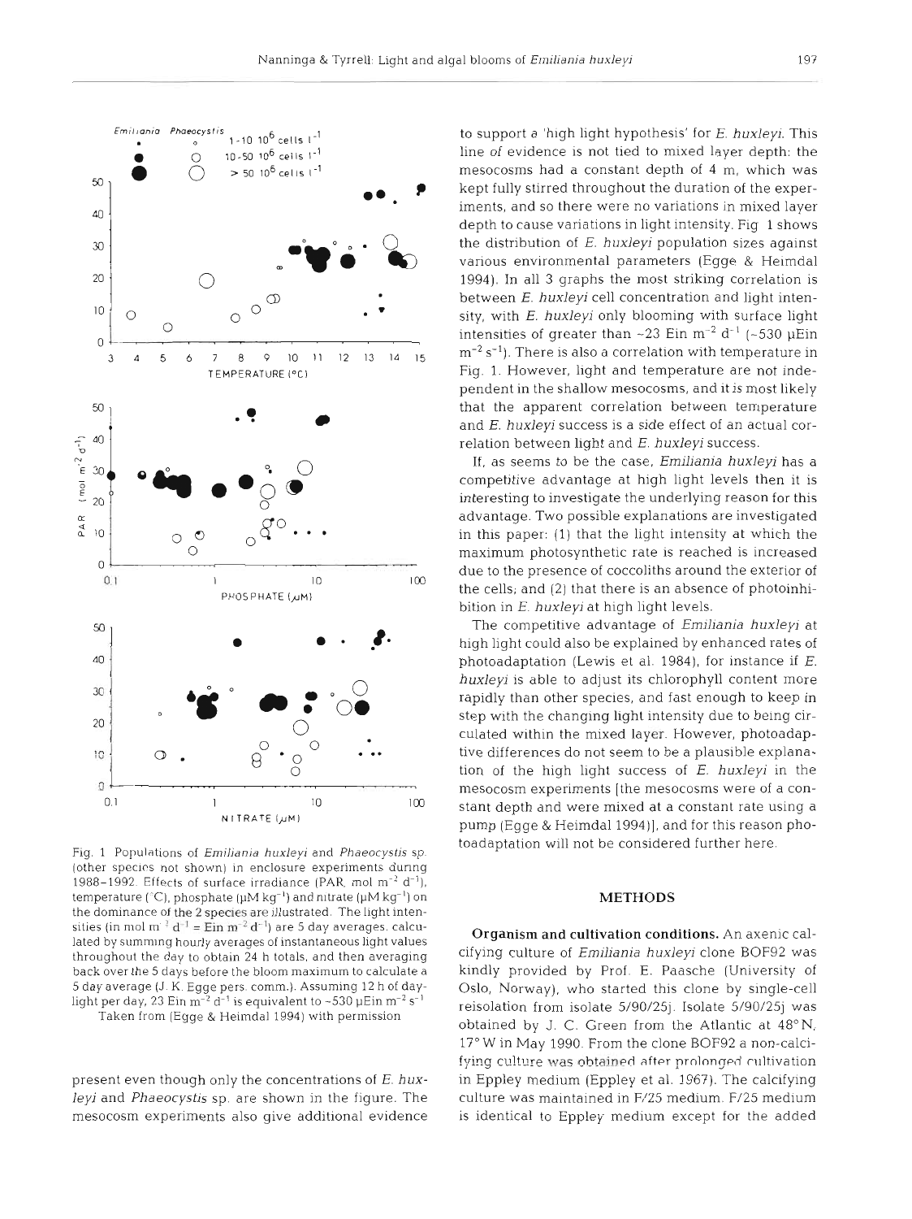Fig. 1. Populations of *Emiliania huxleyi* and *Phaeocystis* sp. (other species not shown) in enclosure experiments during 1988–1992. Effects of surface irradiance (PAR, mol $m^{-2}$ $d^{-1}$), temperature (°C), phosphate (µM $kg^{-1}$) and nitrate (µM $kg^{-1}$) on the dominance of the 2 species are illustrated. The light intensities (in mol $m^{-2}$ $d^{-1}$ = Ein $m^{-2}$ $d^{-1}$) are 5 day averages, calculated by summing hourly averages of instantaneous light values throughout the day to obtain 24 h totals, and then averaging back over the 5 days before the bloom maximum to calculate a 5 day average (J. K. Egge pers. comm.). Assuming 12 h of daylight per day, 23 Ein $m^{-2}$ $d^{-1}$ is equivalent to ~530 µEin $m^{-2}$ $s^{-1}$

Taken from (Egge & Heimdal 1994) with permission

present even though only the concentrations of *E. huxleyi* and *Phaeocystis* sp. are shown in the figure. The mesocosm experiments also give additional evidence to support a 'high light hypothesis' for *E. huxleyi*. This line of evidence is not tied to mixed layer depth: the mesocosms had a constant depth of 4 m, which was kept fully stirred throughout the duration of the experiments, and so there were no variations in mixed layer depth to cause variations in light intensity. Fig. 1 shows the distribution of *E. huxleyi* population sizes against various environmental parameters (Egge & Heimdal 1994). In all 3 graphs the most striking correlation is between *E. huxleyi* cell concentration and light intensity, with *E. huxleyi* only blooming with surface light intensities of greater than ~23 Ein $m^{-2}$ $d^{-1}$ (~530 µEin $m^{-2}$ $s^{-1}$). There is also a correlation with temperature in Fig. 1. However, light and temperature are not independent in the shallow mesocosms, and it is most likely that the apparent correlation between temperature and *E. huxleyi* success is a side effect of an actual correlation between light and *E. huxleyi* success.

If, as seems to be the case, *Emiliania huxleyi* has a competitive advantage at high light levels then it is interesting to investigate the underlying reason for this advantage. Two possible explanations are investigated in this paper: (1) that the light intensity at which the maximum photosynthetic rate is reached is increased due to the presence of coccoliths around the exterior of the cells; and (2) that there is an absence of photoinhibition in *E. huxleyi* at high light levels.

The competitive advantage of *Emiliania huxleyi* at high light could also be explained by enhanced rates of photoadaptation (Lewis et al. 1984), for instance if *E. huxleyi* is able to adjust its chlorophyll content more rapidly than other species, and fast enough to keep in step with the changing light intensity due to being circulated within the mixed layer. However, photoadaptive differences do not seem to be a plausible explanation of the high light success of *E. huxleyi* in the mesocosm experiments [the mesocosms were of a constant depth and were mixed at a constant rate using a pump (Egge & Heimdal 1994)], and for this reason photoadaptation will not be considered further here.

## METHODS

**Organism and cultivation conditions.** An axenic calcifying culture of *Emiliania huxleyi* clone BOF92 was kindly provided by Prof. E. Paasche (University of Oslo, Norway), who started this clone by single-cell reisolation from isolate 5/90/25j. Isolate 5/90/25j was obtained by J. C. Green from the Atlantic at 48° N, 17° W in May 1990. From the clone BOF92 a non-calcifying culture was obtained after prolonged cultivation in Eppley medium (Eppley et al. 1967). The calcifying culture was maintained in F/25 medium. F/25 medium is identical to Eppley medium except for the added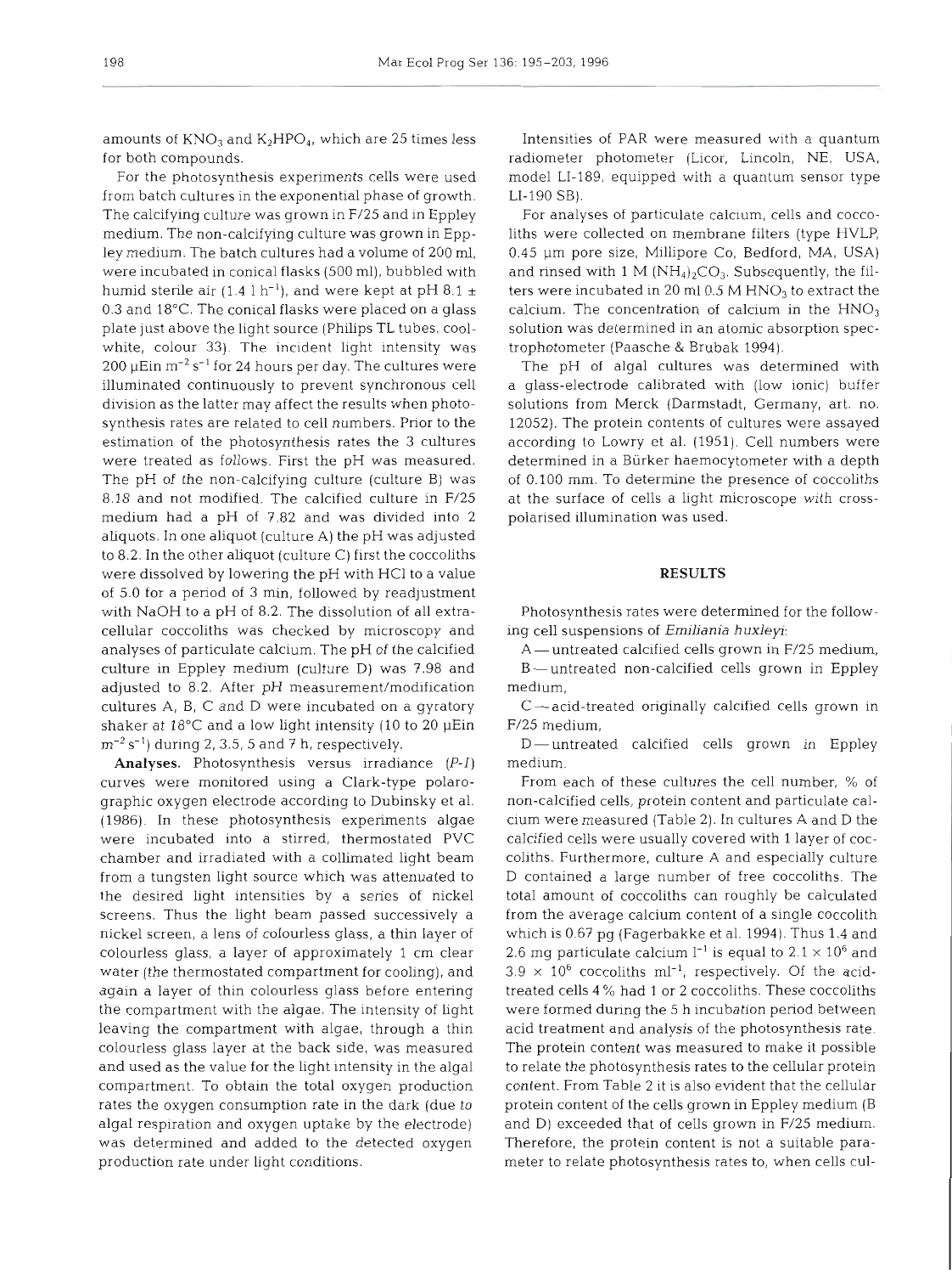amounts of $KNO_3$ and $K_2HPO_4$, which are 25 times less for both compounds.

For the photosynthesis experiments cells were used from batch cultures in the exponential phase of growth. The calcifying culture was grown in F/25 and in Eppley medium. The non-calcifying culture was grown in Eppley medium. The batch cultures had a volume of 200 ml, were incubated in conical flasks (500 ml), bubbled with humid sterile air (1.4 l $h^{-1}$), and were kept at pH 8.1 ± 0.3 and 18°C. The conical flasks were placed on a glass plate just above the light source (Philips TL tubes, cool-white, colour 33). The incident light intensity was 200 µEin $m^{-2}$ $s^{-1}$ for 24 hours per day. The cultures were illuminated continuously to prevent synchronous cell division as the latter may affect the results when photosynthesis rates are related to cell numbers. Prior to the estimation of the photosynthesis rates the 3 cultures were treated as follows. First the pH was measured. The pH of the non-calcifying culture (culture B) was 8.18 and not modified. The calcified culture in F/25 medium had a pH of 7.82 and was divided into 2 aliquots. In one aliquot (culture A) the pH was adjusted to 8.2. In the other aliquot (culture C) first the coccoliths were dissolved by lowering the pH with HCl to a value of 5.0 for a period of 3 min, followed by readjustment with NaOH to a pH of 8.2. The dissolution of all extracellular coccoliths was checked by microscopy and analyses of particulate calcium. The pH of the calcified culture in Eppley medium (culture D) was 7.98 and adjusted to 8.2. After pH measurement/modification cultures A, B, C and D were incubated on a gyratory shaker at 18°C and a low light intensity (10 to 20 µEin $m^{-2}$ $s^{-1}$) during 2, 3.5, 5 and 7 h, respectively.

**Analyses.** Photosynthesis versus irradiance (*P-I*) curves were monitored using a Clark-type polarographic oxygen electrode according to Dubinsky et al. (1986). In these photosynthesis experiments algae were incubated into a stirred, thermostated PVC chamber and irradiated with a collimated light beam from a tungsten light source which was attenuated to the desired light intensities by a series of nickel screens. Thus the light beam passed successively a nickel screen, a lens of colourless glass, a thin layer of colourless glass, a layer of approximately 1 cm clear water (the thermostated compartment for cooling), and again a layer of thin colourless glass before entering the compartment with the algae. The intensity of light leaving the compartment with algae, through a thin colourless glass layer at the back side, was measured and used as the value for the light intensity in the algal compartment. To obtain the total oxygen production rates the oxygen consumption rate in the dark (due to algal respiration and oxygen uptake by the electrode) was determined and added to the detected oxygen production rate under light conditions.

Intensities of PAR were measured with a quantum radiometer photometer (Licor, Lincoln, NE, USA, model LI-189, equipped with a quantum sensor type LI-190 SB).

For analyses of particulate calcium, cells and coccoliths were collected on membrane filters (type HVLP, 0.45 µm pore size, Millipore Co, Bedford, MA, USA) and rinsed with 1 M $(NH_4)_2CO_3$. Subsequently, the filters were incubated in 20 ml 0.5 M $HNO_3$ to extract the calcium. The concentration of calcium in the $HNO_3$ solution was determined in an atomic absorption spectrophotometer (Paasche & Brubak 1994).

The pH of algal cultures was determined with a glass-electrode calibrated with (low ionic) buffer solutions from Merck (Darmstadt, Germany, art. no. 12052). The protein contents of cultures were assayed according to Lowry et al. (1951). Cell numbers were determined in a Bürker haemocytometer with a depth of 0.100 mm. To determine the presence of coccoliths at the surface of cells a light microscope with cross-polarised illumination was used.

## RESULTS

Photosynthesis rates were determined for the following cell suspensions of *Emiliania huxleyi*:

A — untreated calcified cells grown in F/25 medium,

B — untreated non-calcified cells grown in Eppley medium,

C — acid-treated originally calcified cells grown in F/25 medium,

D — untreated calcified cells grown in Eppley medium.

From each of these cultures the cell number, % of non-calcified cells, protein content and particulate calcium were measured (Table 2). In cultures A and D the calcified cells were usually covered with 1 layer of coccoliths. Furthermore, culture A and especially culture D contained a large number of free coccoliths. The total amount of coccoliths can roughly be calculated from the average calcium content of a single coccolith which is 0.67 pg (Fagerbakke et al. 1994). Thus 1.4 and 2.6 mg particulate calcium $l^{-1}$ is equal to $2.1 \times 10^6$ and $3.9 \times 10^6$ coccoliths $ml^{-1}$, respectively. Of the acid-treated cells 4% had 1 or 2 coccoliths. These coccoliths were formed during the 5 h incubation period between acid treatment and analysis of the photosynthesis rate. The protein content was measured to make it possible to relate the photosynthesis rates to the cellular protein content. From Table 2 it is also evident that the cellular protein content of the cells grown in Eppley medium (B and D) exceeded that of cells grown in F/25 medium. Therefore, the protein content is not a suitable parameter to relate photosynthesis rates to, when cells cul-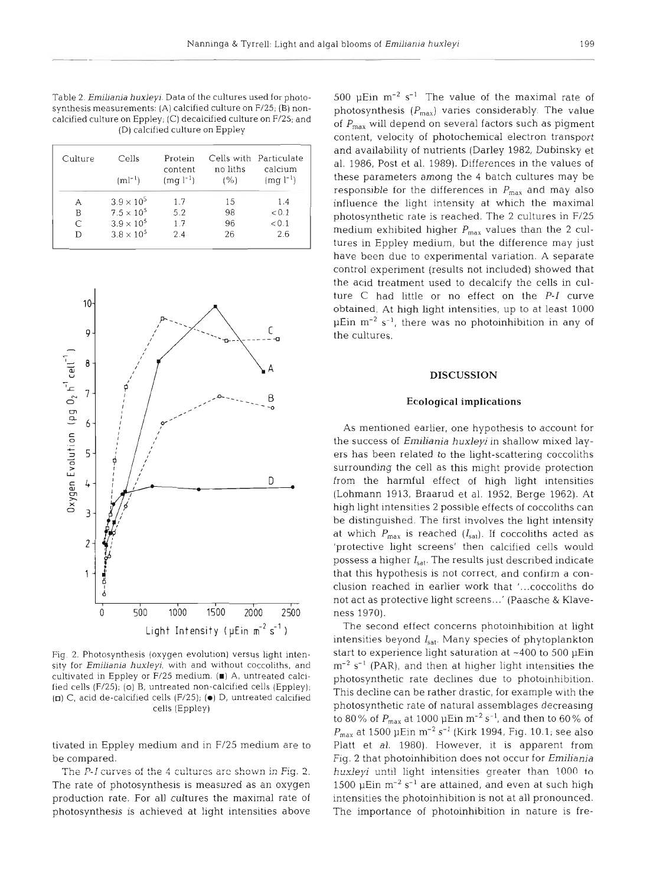Table 2. *Emiliania huxleyi*. Data of the cultures used for photosynthesis measurements: (A) calcified culture on F/25; (B) non-calcified culture on Eppley; (C) decalcified culture on F/25; and (D) calcified culture on Eppley

| Culture | Cells ($ml^{-1}$) | Protein content ($mg\ l^{-1}$) | Cells with no liths (%) | Particulate calcium ($mg\ l^{-1}$) |
|---|---|---|---|---|
| A | $3.9 \times 10^5$ | 1.7 | 15 | 1.4 |
| B | $7.5 \times 10^5$ | 5.2 | 98 | <0.1 |
| C | $3.9 \times 10^5$ | 1.7 | 96 | <0.1 |
| D | $3.8 \times 10^5$ | 2.4 | 26 | 2.6 |

Fig. 2. Photosynthesis (oxygen evolution) versus light intensity for *Emiliania huxleyi*, with and without coccoliths, and cultivated in Eppley or F/25 medium. (■) A, untreated calcified cells (F/25); (o) B, untreated non-calcified cells (Eppley); (□) C, acid de-calcified cells (F/25); (●) D, untreated calcified cells (Eppley)

tivated in Eppley medium and in F/25 medium are to be compared.

The *P-I* curves of the 4 cultures are shown in Fig. 2. The rate of photosynthesis is measured as an oxygen production rate. For all cultures the maximal rate of photosynthesis is achieved at light intensities above 500 $\mu$Ein $m^{-2}$ $s^{-1}$. The value of the maximal rate of photosynthesis ($P_{max}$) varies considerably. The value of $P_{max}$ will depend on several factors such as pigment content, velocity of photochemical electron transport and availability of nutrients (Darley 1982, Dubinsky et al. 1986, Post et al. 1989). Differences in the values of these parameters among the 4 batch cultures may be responsible for the differences in $P_{max}$ and may also influence the light intensity at which the maximal photosynthetic rate is reached. The 2 cultures in F/25 medium exhibited higher $P_{max}$ values than the 2 cultures in Eppley medium, but the difference may just have been due to experimental variation. A separate control experiment (results not included) showed that the acid treatment used to decalcify the cells in culture C had little or no effect on the *P-I* curve obtained. At high light intensities, up to at least 1000 $\mu$Ein $m^{-2}$ $s^{-1}$, there was no photoinhibition in any of the cultures.

## DISCUSSION

### Ecological implications

As mentioned earlier, one hypothesis to account for the success of *Emiliania huxleyi* in shallow mixed layers has been related to the light-scattering coccoliths surrounding the cell as this might provide protection from the harmful effect of high light intensities (Lohmann 1913, Braarud et al. 1952, Berge 1962). At high light intensities 2 possible effects of coccoliths can be distinguished. The first involves the light intensity at which $P_{max}$ is reached ($I_{sat}$). If coccoliths acted as 'protective light screens' then calcified cells would possess a higher $I_{sat}$. The results just described indicate that this hypothesis is not correct, and confirm a conclusion reached in earlier work that '...coccoliths do not act as protective light screens...' (Paasche & Klaveness 1970).

The second effect concerns photoinhibition at light intensities beyond $I_{sat}$. Many species of phytoplankton start to experience light saturation at ~400 to 500 $\mu$Ein $m^{-2}$ $s^{-1}$ (PAR), and then at higher light intensities the photosynthetic rate declines due to photoinhibition. This decline can be rather drastic, for example with the photosynthetic rate of natural assemblages decreasing to 80% of $P_{max}$ at 1000 $\mu$Ein $m^{-2}$ $s^{-1}$, and then to 60% of $P_{max}$ at 1500 $\mu$Ein $m^{-2}$ $s^{-1}$ (Kirk 1994, Fig. 10.1; see also Platt et al. 1980). However, it is apparent from Fig. 2 that photoinhibition does not occur for *Emiliania huxleyi* until light intensities greater than 1000 to 1500 $\mu$Ein $m^{-2}$ $s^{-1}$ are attained, and even at such high intensities the photoinhibition is not at all pronounced. The importance of photoinhibition in nature is fre-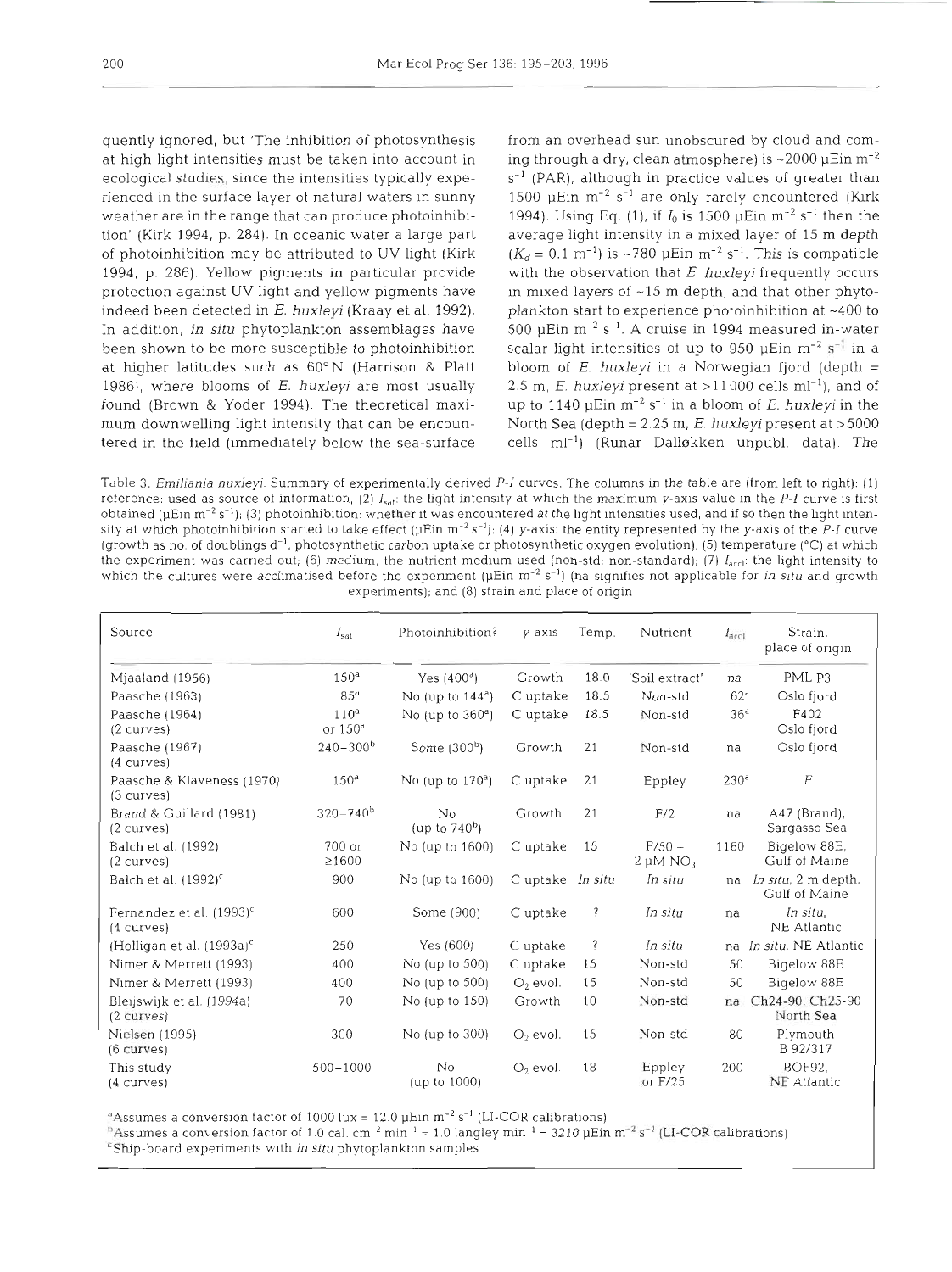quently ignored, but 'The inhibition of photosynthesis at high light intensities must be taken into account in ecological studies, since the intensities typically experienced in the surface layer of natural waters in sunny weather are in the range that can produce photoinhibition' (Kirk 1994, p. 284). In oceanic water a large part of photoinhibition may be attributed to UV light (Kirk 1994, p. 286). Yellow pigments in particular provide protection against UV light and yellow pigments have indeed been detected in *E. huxleyi* (Kraay et al. 1992). In addition, *in situ* phytoplankton assemblages have been shown to be more susceptible to photoinhibition at higher latitudes such as 60° N (Harrison & Platt 1986), where blooms of *E. huxleyi* are most usually found (Brown & Yoder 1994). The theoretical maximum downwelling light intensity that can be encountered in the field (immediately below the sea-surface from an overhead sun unobscured by cloud and coming through a dry, clean atmosphere) is ~2000 µEin $m^{-2}$ $s^{-1}$ (PAR), although in practice values of greater than 1500 µEin $m^{-2}$ $s^{-1}$ are only rarely encountered (Kirk 1994). Using Eq. (1), if $I_0$ is 1500 µEin $m^{-2}$ $s^{-1}$ then the average light intensity in a mixed layer of 15 m depth ($K_d$ = 0.1 $m^{-1}$) is ~780 µEin $m^{-2}$ $s^{-1}$. This is compatible with the observation that *E. huxleyi* frequently occurs in mixed layers of ~15 m depth, and that other phytoplankton start to experience photoinhibition at ~400 to 500 µEin $m^{-2}$ $s^{-1}$. A cruise in 1994 measured in-water scalar light intensities of up to 950 µEin $m^{-2}$ $s^{-1}$ in a bloom of *E. huxleyi* in a Norwegian fjord (depth = 2.5 m, *E. huxleyi* present at >11000 cells $ml^{-1}$), and of up to 1140 µEin $m^{-2}$ $s^{-1}$ in a bloom of *E. huxleyi* in the North Sea (depth = 2.25 m, *E. huxleyi* present at >5000 cells $ml^{-1}$) (Runar Dalløkken unpubl. data). The

Table 3. *Emiliania huxleyi*. Summary of experimentally derived *P-I* curves. The columns in the table are (from left to right): (1) reference: used as source of information; (2) $I_{sat}$: the light intensity at which the maximum *y*-axis value in the *P-I* curve is first obtained (µEin $m^{-2}$ $s^{-1}$); (3) photoinhibition: whether it was encountered at the light intensities used, and if so then the light intensity at which photoinhibition started to take effect (µEin $m^{-2}$ $s^{-1}$); (4) *y*-axis: the entity represented by the *y*-axis of the *P-I* curve (growth as no. of doublings $d^{-1}$, photosynthetic carbon uptake or photosynthetic oxygen evolution); (5) temperature (°C) at which the experiment was carried out; (6) medium, the nutrient medium used (non-std: non-standard); (7) $I_{accl}$: the light intensity to which the cultures were acclimatised before the experiment (µEin $m^{-2}$ $s^{-1}$) (na signifies not applicable for *in situ* and growth experiments); and (8) strain and place of origin

| Source | $I_{sat}$ | Photoinhibition? | *y*-axis | Temp. | Nutrient | $I_{accl}$ | Strain, place of origin |
|---|---|---|---|---|---|---|---|
| Mjaaland (1956) | 150[a] | Yes (400[a]) | Growth | 18.0 | 'Soil extract' | na | PML P3 |
| Paasche (1963) | 85[a] | No (up to 144[a]) | C uptake | 18.5 | Non-std | 62[a] | Oslo fjord |
| Paasche (1964) (2 curves) | 110[a] or 150[a] | No (up to 360[a]) | C uptake | 18.5 | Non-std | 36[a] | F402 Oslo fjord |
| Paasche (1967) (4 curves) | 240–300[b] | Some (300[b]) | Growth | 21 | Non-std | na | Oslo fjord |
| Paasche & Klaveness (1970) (3 curves) | 150[a] | No (up to 170[a]) | C uptake | 21 | Eppley | 230[a] | F |
| Brand & Guillard (1981) (2 curves) | 320–740[b] | No (up to 740[b]) | Growth | 21 | F/2 | na | A47 (Brand), Sargasso Sea |
| Balch et al. (1992) (2 curves) | 700 or ≥1600 | No (up to 1600) | C uptake | 15 | F/50 + 2 µM $NO_3$ | 1160 | Bigelow 88E, Gulf of Maine |
| Balch et al. (1992)[c] | 900 | No (up to 1600) | C uptake | *In situ* | *In situ* | na | *In situ*, 2 m depth, Gulf of Maine |
| Fernandez et al. (1993)[c] (4 curves) | 600 | Some (900) | C uptake | ? | *In situ* | na | *In situ*, NE Atlantic |
| (Holligan et al. (1993a)[c] | 250 | Yes (600) | C uptake | ? | *In situ* | na | *In situ*, NE Atlantic |
| Nimer & Merrett (1993) | 400 | No (up to 500) | C uptake | 15 | Non-std | 50 | Bigelow 88E |
| Nimer & Merrett (1993) | 400 | No (up to 500) | $O_2$ evol. | 15 | Non-std | 50 | Bigelow 88E |
| Bleijswijk et al. (1994a) (2 curves) | 70 | No (up to 150) | Growth | 10 | Non-std | na | Ch24-90, Ch25-90 North Sea |
| Nielsen (1995) (6 curves) | 300 | No (up to 300) | $O_2$ evol. | 15 | Non-std | 80 | Plymouth B 92/317 |
| This study (4 curves) | 500–1000 | No (up to 1000) | $O_2$ evol. | 18 | Eppley or F/25 | 200 | BOF92, NE Atlantic |

[a]Assumes a conversion factor of 1000 lux = 12.0 µEin $m^{-2}$ $s^{-1}$ (LI-COR calibrations)
[b]Assumes a conversion factor of 1.0 cal. $cm^{-2}$ $min^{-1}$ = 1.0 langley $min^{-1}$ = 3210 µEin $m^{-2}$ $s^{-1}$ (LI-COR calibrations)
[c]Ship-board experiments with *in situ* phytoplankton samples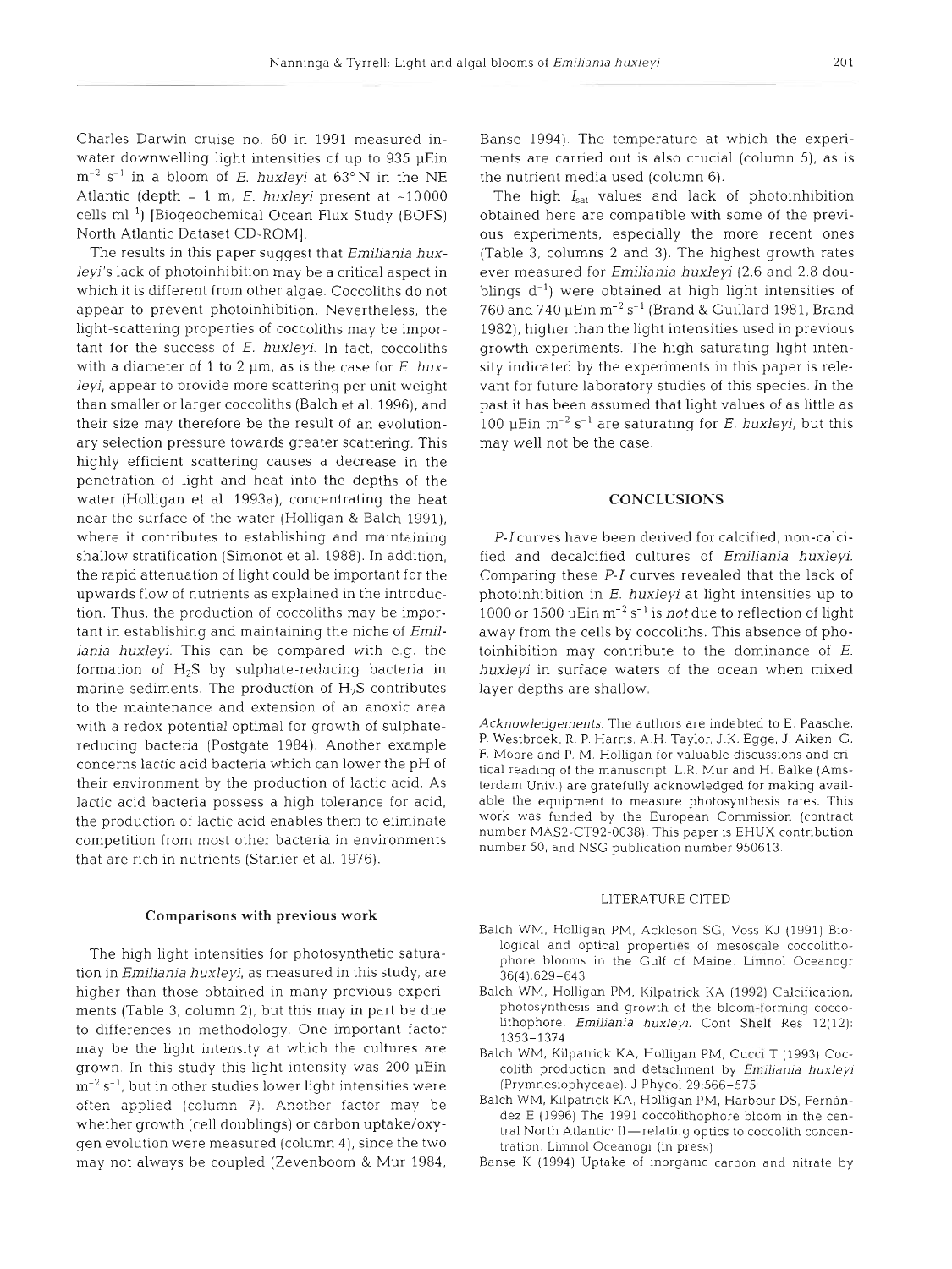Charles Darwin cruise no. 60 in 1991 measured in-water downwelling light intensities of up to 935 µEin $m^{-2}$ $s^{-1}$ in a bloom of *E. huxleyi* at 63° N in the NE Atlantic (depth = 1 m, *E. huxleyi* present at ~10000 cells $ml^{-1}$) [Biogeochemical Ocean Flux Study (BOFS) North Atlantic Dataset CD-ROM].

The results in this paper suggest that *Emiliania huxleyi*'s lack of photoinhibition may be a critical aspect in which it is different from other algae. Coccoliths do not appear to prevent photoinhibition. Nevertheless, the light-scattering properties of coccoliths may be important for the success of *E. huxleyi*. In fact, coccoliths with a diameter of 1 to 2 µm, as is the case for *E. huxleyi*, appear to provide more scattering per unit weight than smaller or larger coccoliths (Balch et al. 1996), and their size may therefore be the result of an evolutionary selection pressure towards greater scattering. This highly efficient scattering causes a decrease in the penetration of light and heat into the depths of the water (Holligan et al. 1993a), concentrating the heat near the surface of the water (Holligan & Balch 1991), where it contributes to establishing and maintaining shallow stratification (Simonot et al. 1988). In addition, the rapid attenuation of light could be important for the upwards flow of nutrients as explained in the introduction. Thus, the production of coccoliths may be important in establishing and maintaining the niche of *Emiliania huxleyi*. This can be compared with e.g. the formation of $H_2S$ by sulphate-reducing bacteria in marine sediments. The production of $H_2S$ contributes to the maintenance and extension of an anoxic area with a redox potential optimal for growth of sulphate-reducing bacteria (Postgate 1984). Another example concerns lactic acid bacteria which can lower the pH of their environment by the production of lactic acid. As lactic acid bacteria possess a high tolerance for acid, the production of lactic acid enables them to eliminate competition from most other bacteria in environments that are rich in nutrients (Stanier et al. 1976).

### Comparisons with previous work

The high light intensities for photosynthetic saturation in *Emiliania huxleyi*, as measured in this study, are higher than those obtained in many previous experiments (Table 3, column 2), but this may in part be due to differences in methodology. One important factor may be the light intensity at which the cultures are grown. In this study this light intensity was 200 µEin $m^{-2}$ $s^{-1}$, but in other studies lower light intensities were often applied (column 7). Another factor may be whether growth (cell doublings) or carbon uptake/oxygen evolution were measured (column 4), since the two may not always be coupled (Zevenboom & Mur 1984, Banse 1994). The temperature at which the experiments are carried out is also crucial (column 5), as is the nutrient media used (column 6).

The high $I_{sat}$ values and lack of photoinhibition obtained here are compatible with some of the previous experiments, especially the more recent ones (Table 3, columns 2 and 3). The highest growth rates ever measured for *Emiliania huxleyi* (2.6 and 2.8 doublings $d^{-1}$) were obtained at high light intensities of 760 and 740 µEin $m^{-2}$ $s^{-1}$ (Brand & Guillard 1981, Brand 1982), higher than the light intensities used in previous growth experiments. The high saturating light intensity indicated by the experiments in this paper is relevant for future laboratory studies of this species. In the past it has been assumed that light values of as little as 100 µEin $m^{-2}$ $s^{-1}$ are saturating for *E. huxleyi*, but this may well not be the case.

## CONCLUSIONS

*P-I* curves have been derived for calcified, non-calcified and decalcified cultures of *Emiliania huxleyi*. Comparing these *P-I* curves revealed that the lack of photoinhibition in *E. huxleyi* at light intensities up to 1000 or 1500 µEin $m^{-2}$ $s^{-1}$ is *not* due to reflection of light away from the cells by coccoliths. This absence of photoinhibition may contribute to the dominance of *E. huxleyi* in surface waters of the ocean when mixed layer depths are shallow.

*Acknowledgements.* The authors are indebted to E. Paasche, P. Westbroek, R. P. Harris, A.H. Taylor, J.K. Egge, J. Aiken, G. F. Moore and P. M. Holligan for valuable discussions and critical reading of the manuscript. L.R. Mur and H. Balke (Amsterdam Univ.) are gratefully acknowledged for making available the equipment to measure photosynthesis rates. This work was funded by the European Commission (contract number MAS2-CT92-0038). This paper is EHUX contribution number 50, and NSG publication number 950613.

## LITERATURE CITED

- Balch WM, Holligan PM, Ackleson SG, Voss KJ (1991) Biological and optical properties of mesoscale coccolithophore blooms in the Gulf of Maine. Limnol Oceanogr 36(4):629–643
- Balch WM, Holligan PM, Kilpatrick KA (1992) Calcification, photosynthesis and growth of the bloom-forming coccolithophore, *Emiliania huxleyi*. Cont Shelf Res 12(12):1353–1374
- Balch WM, Kilpatrick KA, Holligan PM, Cucci T (1993) Coccolith production and detachment by *Emiliania huxleyi* (Prymnesiophyceae). J Phycol 29:566–575
- Balch WM, Kilpatrick KA, Holligan PM, Harbour DS, Fernández E (1996) The 1991 coccolithophore bloom in the central North Atlantic: II—relating optics to coccolith concentration. Limnol Oceanogr (in press)
- Banse K (1994) Uptake of inorganic carbon and nitrate by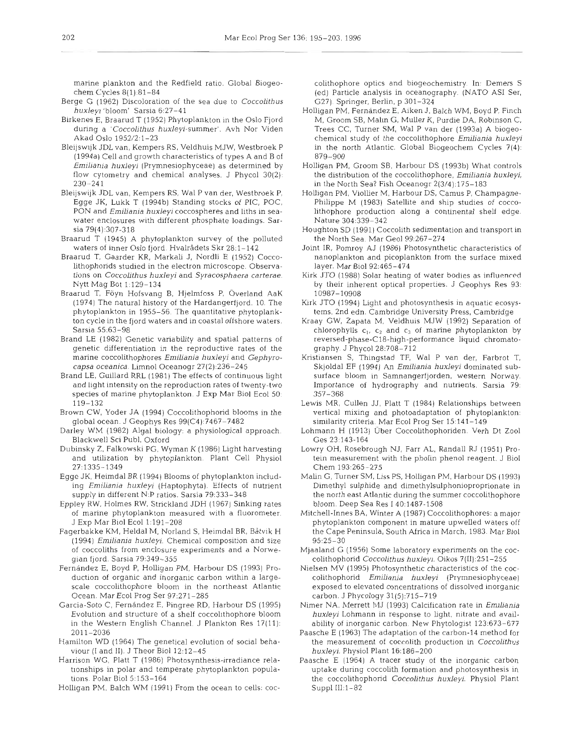marine plankton and the Redfield ratio. Global Biogeochem Cycles 8(1):81–84

Berge G (1962) Discoloration of the sea due to *Coccolithus huxleyi* 'bloom'. Sarsia 6:27–41

Birkenes E, Braarud T (1952) Phytoplankton in the Oslo Fjord during a '*Coccolithus huxleyi*-summer'. Avh Nor Viden Akad Oslo 1952/2:1–23

Bleijswijk JDL van, Kempers RS, Veldhuis MJW, Westbroek P (1994a) Cell and growth characteristics of types A and B of *Emiliania huxleyi* (Prymnesiophyceae) as determined by flow cytometry and chemical analyses. J Phycol 30(2): 230–241

Bleijswijk JDL van, Kempers RS, Wal P van der, Westbroek P, Egge JK, Lukk T (1994b) Standing stocks of PIC, POC, PON and *Emiliania huxleyi* coccospheres and liths in seawater enclosures with different phosphate loadings. Sarsia 79(4):307–318

Braarud T (1945) A phytoplankton survey of the polluted waters of inner Oslo fjord. Hvalrådets Skr 28:1–142

Braarud T, Gaarder KR, Markali J, Nordli E (1952) Coccolithophorids studied in the electron microscope. Observations on *Coccolithus huxleyi* and *Syracosphaera carterae*. Nytt Mag Bot 1:129–134

Braarud T, Föyn Hofsvang B, Hjelmfoss P, Överland AaK (1974) The natural history of the Hardangerfjord. 10. The phytoplankton in 1955–56. The quantitative phytoplankton cycle in the fjord waters and in coastal offshore waters. Sarsia 55:63–98

Brand LE (1982) Genetic variability and spatial patterns of genetic differentiation in the reproductive rates of the marine coccolithophores *Emiliania huxleyi* and *Gephyrocapsa oceanica*. Limnol Oceanogr 27(2):236–245

Brand LE, Guillard RRL (1981) The effects of continuous light and light intensity on the reproduction rates of twenty-two species of marine phytoplankton. J Exp Mar Biol Ecol 50: 119–132

Brown CW, Yoder JA (1994) Coccolithophorid blooms in the global ocean. J Geophys Res 99(C4):7467–7482

Darley WM (1982) Algal biology: a physiological approach. Blackwell Sci Publ, Oxford

Dubinsky Z, Falkowski PG, Wyman K (1986) Light harvesting and utilization by phytoplankton. Plant Cell Physiol 27:1335–1349

Egge JK, Heimdal BR (1994) Blooms of phytoplankton including *Emiliania huxleyi* (Haptophyta). Effects of nutrient supply in different N:P ratios. Sarsia 79:333–348

Eppley RW, Holmes RW, Strickland JDH (1967) Sinking rates of marine phytoplankton measured with a fluorometer. J Exp Mar Biol Ecol 1:191–208

Fagerbakke KM, Heldal M, Norland S, Heimdal BR, Båtvik H (1994) *Emiliania huxleyi*. Chemical composition and size of coccoliths from enclosure experiments and a Norwegian fjord. Sarsia 79:349–355

Fernández E, Boyd P, Holligan PM, Harbour DS (1993) Production of organic and inorganic carbon within a large-scale coccolithophore bloom in the northeast Atlantic Ocean. Mar Ecol Prog Ser 97:271–285

Garcia-Soto C, Fernández E, Pingree RD, Harbour DS (1995) Evolution and structure of a shelf coccolithophore bloom in the Western English Channel. J Plankton Res 17(11): 2011–2036

Hamilton WD (1964) The genetical evolution of social behaviour (I and II). J Theor Biol 12:12–45

Harrison WG, Platt T (1986) Photosynthesis-irradiance relationships in polar and temperate phytoplankton populations. Polar Biol 5:153–164

Holligan PM, Balch WM (1991) From the ocean to cells: coccolithophore optics and biogeochemistry. In: Demers S (ed) Particle analysis in oceanography. (NATO ASI Ser, G27). Springer, Berlin, p 301–324

Holligan PM, Fernández E, Aiken J, Balch WM, Boyd P, Finch M, Groom SB, Malin G, Muller K, Purdie DA, Robinson C, Trees CC, Turner SM, Wal P van der (1993a) A biogeochemical study of the coccolithophore *Emiliania huxleyi* in the north Atlantic. Global Biogeochem Cycles 7(4): 879–900

Holligan PM, Groom SB, Harbour DS (1993b) What controls the distribution of the coccolithophore, *Emiliania huxleyi*, in the North Sea? Fish Oceanogr 2(3/4):175–183

Holligan PM, Viollier M, Harbour DS, Camus P, Champagne-Philippe M (1983) Satellite and ship studies of coccolithophore production along a continental shelf edge. Nature 304:339–342

Houghton SD (1991) Coccolith sedimentation and transport in the North Sea. Mar Geol 99:267–274

Joint IR, Pomroy AJ (1986) Photosynthetic characteristics of nanoplankton and picoplankton from the surface mixed layer. Mar Biol 92:465–474

Kirk JTO (1988) Solar heating of water bodies as influenced by their inherent optical properties. J Geophys Res 93: 10987–10908

Kirk JTO (1994) Light and photosynthesis in aquatic ecosystems, 2nd edn. Cambridge University Press, Cambridge

Kraay GW, Zapata M, Veldhuis MJW (1992) Separation of chlorophylls $c_1$, $c_2$ and $c_3$ of marine phytoplankton by reversed-phase-C18-high-performance liquid chromatography. J Phycol 28:708–712

Kristiansen S, Thingstad TF, Wal P van der, Farbrot T, Skjoldal EF (1994) An *Emiliania huxleyi* dominated subsurface bloom in Samnangerfjorden, western Norway. Importance of hydrography and nutrients. Sarsia 79: 357–368

Lewis MR, Cullen JJ, Platt T (1984) Relationships between vertical mixing and photoadaptation of phytoplankton: similarity criteria. Mar Ecol Prog Ser 15:141–149

Lohmann H (1913) Über Coccolithophoriden. Verh Dt Zool Ges 23:143–164

Lowry OH, Rosebrough NJ, Farr AL, Randall RJ (1951) Protein measurement with the pholin phenol reagent. J Biol Chem 193:265–275

Malin G, Turner SM, Liss PS, Holligan PM, Harbour DS (1993) Dimethyl sulphide and dimethylsulphonioproprionate in the north east Atlantic during the summer coccolithophore bloom. Deep Sea Res I 40:1487–1508

Mitchell-Innes BA, Winter A (1987) Coccolithophores: a major phytoplankton component in mature upwelled waters off the Cape Peninsula, South Africa in March, 1983. Mar Biol 95:25–30

Mjaaland G (1956) Some laboratory experiments on the coccolithophorid *Coccolithus huxleyi*. Oikos 7(II):251–255

Nielsen MV (1995) Photosynthetic characteristics of the coccolithophorid *Emiliania huxleyi* (Prymnesiophyceae) exposed to elevated concentrations of dissolved inorganic carbon. J Phycology 31(5):715–719

Nimer NA, Merrett MJ (1993) Calcification rate in *Emiliania huxleyi* Lohmann in response to light, nitrate and availability of inorganic carbon. New Phytologist 123:673–677

Paasche E (1963) The adaptation of the carbon-14 method for the measurement of coccolith production in *Coccolithus huxleyi*. Physiol Plant 16:186–200

Paasche E (1964) A tracer study of the inorganic carbon uptake during coccolith formation and photosynthesis in the coccolithophorid *Coccolithus huxleyi*. Physiol Plant Suppl III:1–82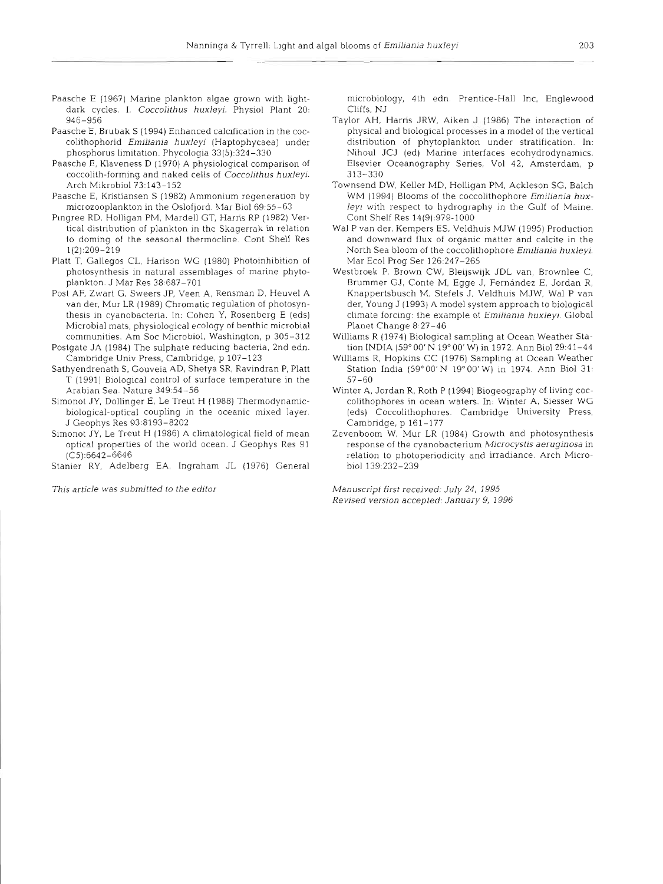Paasche E (1967) Marine plankton algae grown with light-dark cycles. I. *Coccolithus huxleyi*. Physiol Plant 20: 946–956

Paasche E, Brubak S (1994) Enhanced calcification in the coccolithophorid *Emiliania huxleyi* (Haptophycaea) under phosphorus limitation. Phycologia 33(5):324–330

Paasche E, Klaveness D (1970) A physiological comparison of coccolith-forming and naked cells of *Coccolithus huxleyi*. Arch Mikrobiol 73:143–152

Paasche E, Kristiansen S (1982) Ammonium regeneration by microzooplankton in the Oslofjord. Mar Biol 69:55–63

Pingree RD, Holligan PM, Mardell GT, Harris RP (1982) Vertical distribution of plankton in the Skagerrak in relation to doming of the seasonal thermocline. Cont Shelf Res 1(2):209–219

Platt T, Gallegos CL, Harison WG (1980) Photoinhibition of photosynthesis in natural assemblages of marine phytoplankton. J Mar Res 38:687–701

Post AF, Zwart G, Sweers JP, Veen A, Rensman D, Heuvel A van der, Mur LR (1989) Chromatic regulation of photosynthesis in cyanobacteria. In: Cohen Y, Rosenberg E (eds) Microbial mats, physiological ecology of benthic microbial communities. Am Soc Microbiol, Washington, p 305–312

Postgate JA (1984) The sulphate reducing bacteria, 2nd edn. Cambridge Univ Press, Cambridge, p 107–123

Sathyendrenath S, Gouveia AD, Shetya SR, Ravindran P, Platt T (1991) Biological control of surface temperature in the Arabian Sea. Nature 349:54–56

Simonot JY, Dollinger E, Le Treut H (1988) Thermodynamic-biological-optical coupling in the oceanic mixed layer. J Geophys Res 93:8193–8202

Simonot JY, Le Treut H (1986) A climatological field of mean optical properties of the world ocean. J Geophys Res 91 (C5):6642–6646

Stanier RY, Adelberg EA, Ingraham JL (1976) General microbiology, 4th edn. Prentice-Hall Inc, Englewood Cliffs, NJ

Taylor AH, Harris JRW, Aiken J (1986) The interaction of physical and biological processes in a model of the vertical distribution of phytoplankton under stratification. In: Nihoul JCJ (ed) Marine interfaces ecohydrodynamics. Elsevier Oceanography Series, Vol 42, Amsterdam, p 313–330

Townsend DW, Keller MD, Holligan PM, Ackleson SG, Balch WM (1994) Blooms of the coccolithophore *Emiliania huxleyi* with respect to hydrography in the Gulf of Maine. Cont Shelf Res 14(9):979–1000

Wal P van der, Kempers ES, Veldhuis MJW (1995) Production and downward flux of organic matter and calcite in the North Sea bloom of the coccolithophore *Emiliania huxleyi*. Mar Ecol Prog Ser 126:247–265

Westbroek P, Brown CW, Bleijswijk JDL van, Brownlee C, Brummer GJ, Conte M, Egge J, Fernández E, Jordan R, Knappertsbusch M, Stefels J, Veldhuis MJW, Wal P van der, Young J (1993) A model system approach to biological climate forcing: the example of *Emiliania huxleyi*. Global Planet Change 8:27–46

Williams R (1974) Biological sampling at Ocean Weather Station INDIA (59° 00' N 19° 00' W) in 1972. Ann Biol 29:41–44

Williams R, Hopkins CC (1976) Sampling at Ocean Weather Station India (59° 00' N 19° 00' W) in 1974. Ann Biol 31: 57–60

Winter A, Jordan R, Roth P (1994) Biogeography of living coccolithophores in ocean waters. In: Winter A, Siesser WG (eds) Coccolithophores. Cambridge University Press, Cambridge, p 161–177

Zevenboom W, Mur LR (1984) Growth and photosynthesis response of the cyanobacterium *Microcystis aeruginosa* in relation to photoperiodicity and irradiance. Arch Microbiol 139:232–239

*This article was submitted to the editor*

*Manuscript first received: July 24, 1995*
*Revised version accepted: January 9, 1996*